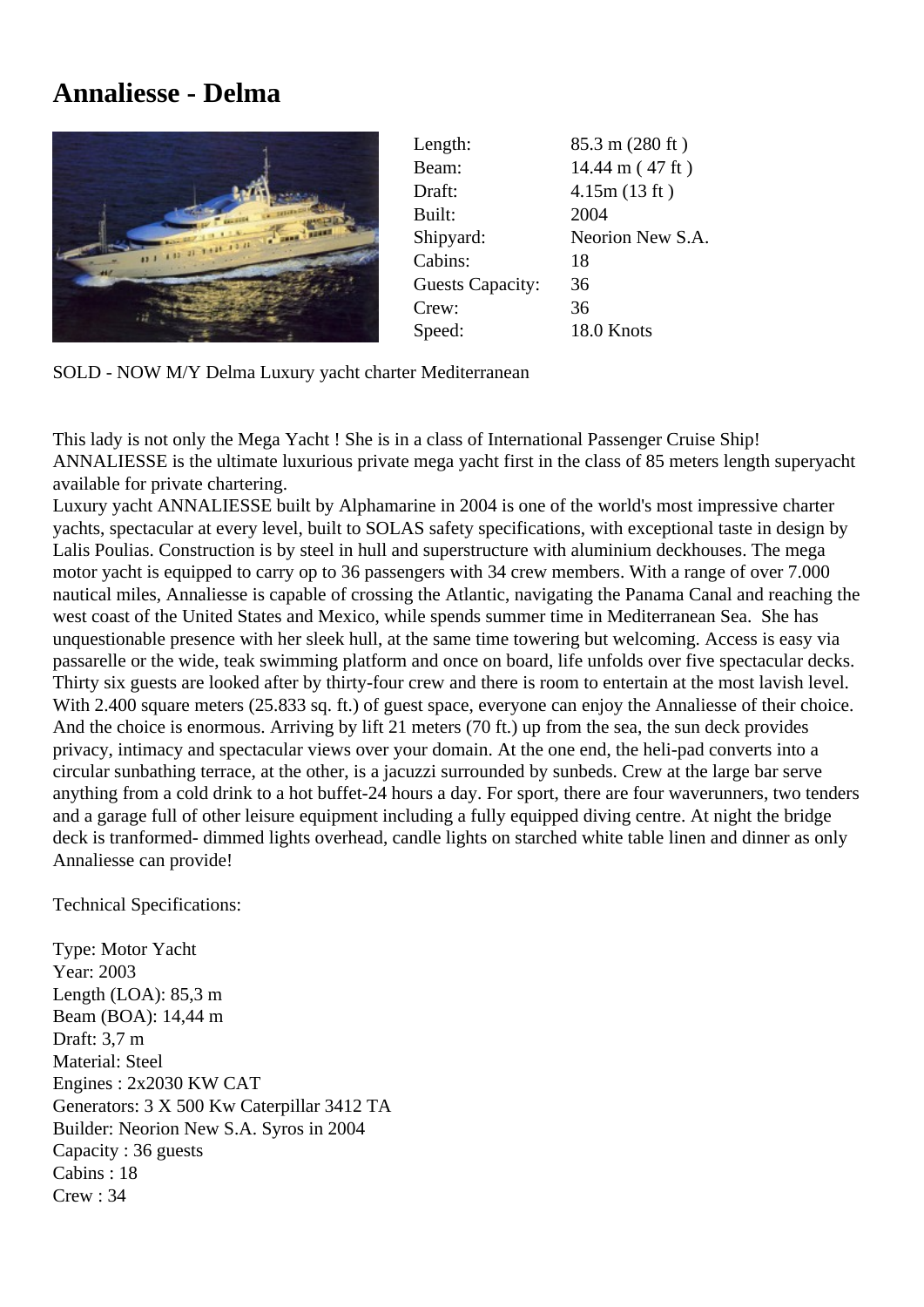# Annaliesse - Delma

| | |
|---|---|
| Length: | 85.3 m (280 ft ) |
| Beam: | 14.44 m ( 47 ft ) |
| Draft: | 4.15m (13 ft ) |
| Built: | 2004 |
| Shipyard: | Neorion New S.A. |
| Cabins: | 18 |
| Guests Capacity: | 36 |
| Crew: | 36 |
| Speed: | 18.0 Knots |

SOLD - NOW M/Y Delma Luxury yacht charter Mediterranean

This lady is not only the Mega Yacht ! She is in a class of International Passenger Cruise Ship!
ANNALIESSE is the ultimate luxurious private mega yacht first in the class of 85 meters length superyacht available for private chartering.
Luxury yacht ANNALIESSE built by Alphamarine in 2004 is one of the world's most impressive charter yachts, spectacular at every level, built to SOLAS safety specifications, with exceptional taste in design by Lalis Poulias. Construction is by steel in hull and superstructure with aluminium deckhouses. The mega motor yacht is equipped to carry op to 36 passengers with 34 crew members. With a range of over 7.000 nautical miles, Annaliesse is capable of crossing the Atlantic, navigating the Panama Canal and reaching the west coast of the United States and Mexico, while spends summer time in Mediterranean Sea. She has unquestionable presence with her sleek hull, at the same time towering but welcoming. Access is easy via passarelle or the wide, teak swimming platform and once on board, life unfolds over five spectacular decks. Thirty six guests are looked after by thirty-four crew and there is room to entertain at the most lavish level. With 2.400 square meters (25.833 sq. ft.) of guest space, everyone can enjoy the Annaliesse of their choice. And the choice is enormous. Arriving by lift 21 meters (70 ft.) up from the sea, the sun deck provides privacy, intimacy and spectacular views over your domain. At the one end, the heli-pad converts into a circular sunbathing terrace, at the other, is a jacuzzi surrounded by sunbeds. Crew at the large bar serve anything from a cold drink to a hot buffet-24 hours a day. For sport, there are four waverunners, two tenders and a garage full of other leisure equipment including a fully equipped diving centre. At night the bridge deck is tranformed- dimmed lights overhead, candle lights on starched white table linen and dinner as only Annaliesse can provide!

Technical Specifications:

Type: Motor Yacht
Year: 2003
Length (LOA): 85,3 m
Beam (BOA): 14,44 m
Draft: 3,7 m
Material: Steel
Engines : 2x2030 KW CAT
Generators: 3 X 500 Kw Caterpillar 3412 TA
Builder: Neorion New S.A. Syros in 2004
Capacity : 36 guests
Cabins : 18
Crew : 34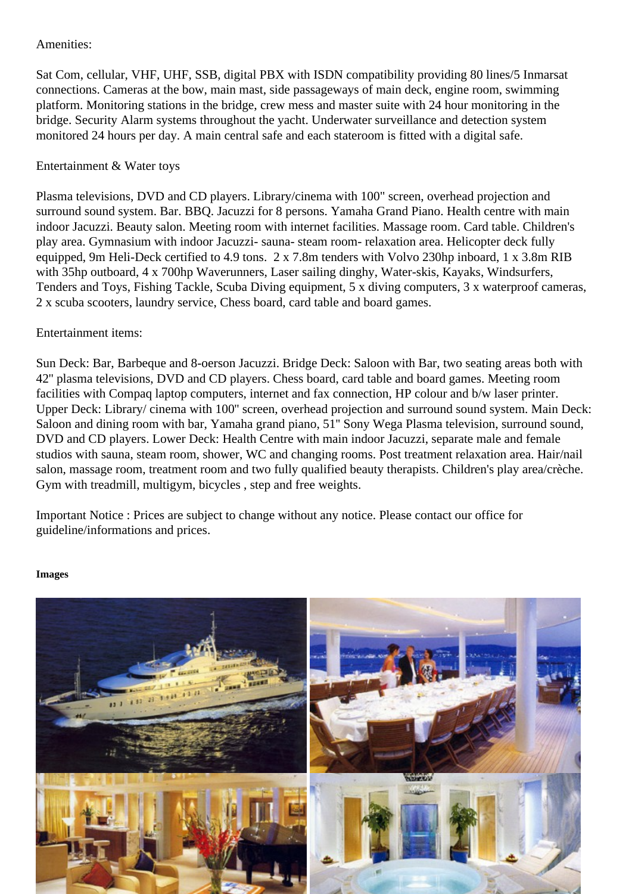Amenities:

Sat Com, cellular, VHF, UHF, SSB, digital PBX with ISDN compatibility providing 80 lines/5 Inmarsat connections. Cameras at the bow, main mast, side passageways of main deck, engine room, swimming platform. Monitoring stations in the bridge, crew mess and master suite with 24 hour monitoring in the bridge. Security Alarm systems throughout the yacht. Underwater surveillance and detection system monitored 24 hours per day. A main central safe and each stateroom is fitted with a digital safe.

Entertainment & Water toys

Plasma televisions, DVD and CD players. Library/cinema with 100" screen, overhead projection and surround sound system. Bar. BBQ. Jacuzzi for 8 persons. Yamaha Grand Piano. Health centre with main indoor Jacuzzi. Beauty salon. Meeting room with internet facilities. Massage room. Card table. Children's play area. Gymnasium with indoor Jacuzzi- sauna- steam room- relaxation area. Helicopter deck fully equipped, 9m Heli-Deck certified to 4.9 tons. 2 x 7.8m tenders with Volvo 230hp inboard, 1 x 3.8m RIB with 35hp outboard, 4 x 700hp Waverunners, Laser sailing dinghy, Water-skis, Kayaks, Windsurfers, Tenders and Toys, Fishing Tackle, Scuba Diving equipment, 5 x diving computers, 3 x waterproof cameras, 2 x scuba scooters, laundry service, Chess board, card table and board games.

Entertainment items:

Sun Deck: Bar, Barbeque and 8-oerson Jacuzzi. Bridge Deck: Saloon with Bar, two seating areas both with 42" plasma televisions, DVD and CD players. Chess board, card table and board games. Meeting room facilities with Compaq laptop computers, internet and fax connection, HP colour and b/w laser printer. Upper Deck: Library/ cinema with 100" screen, overhead projection and surround sound system. Main Deck: Saloon and dining room with bar, Yamaha grand piano, 51" Sony Wega Plasma television, surround sound, DVD and CD players. Lower Deck: Health Centre with main indoor Jacuzzi, separate male and female studios with sauna, steam room, shower, WC and changing rooms. Post treatment relaxation area. Hair/nail salon, massage room, treatment room and two fully qualified beauty therapists. Children's play area/crèche. Gym with treadmill, multigym, bicycles , step and free weights.

Important Notice : Prices are subject to change without any notice. Please contact our office for guideline/informations and prices.

**Images**